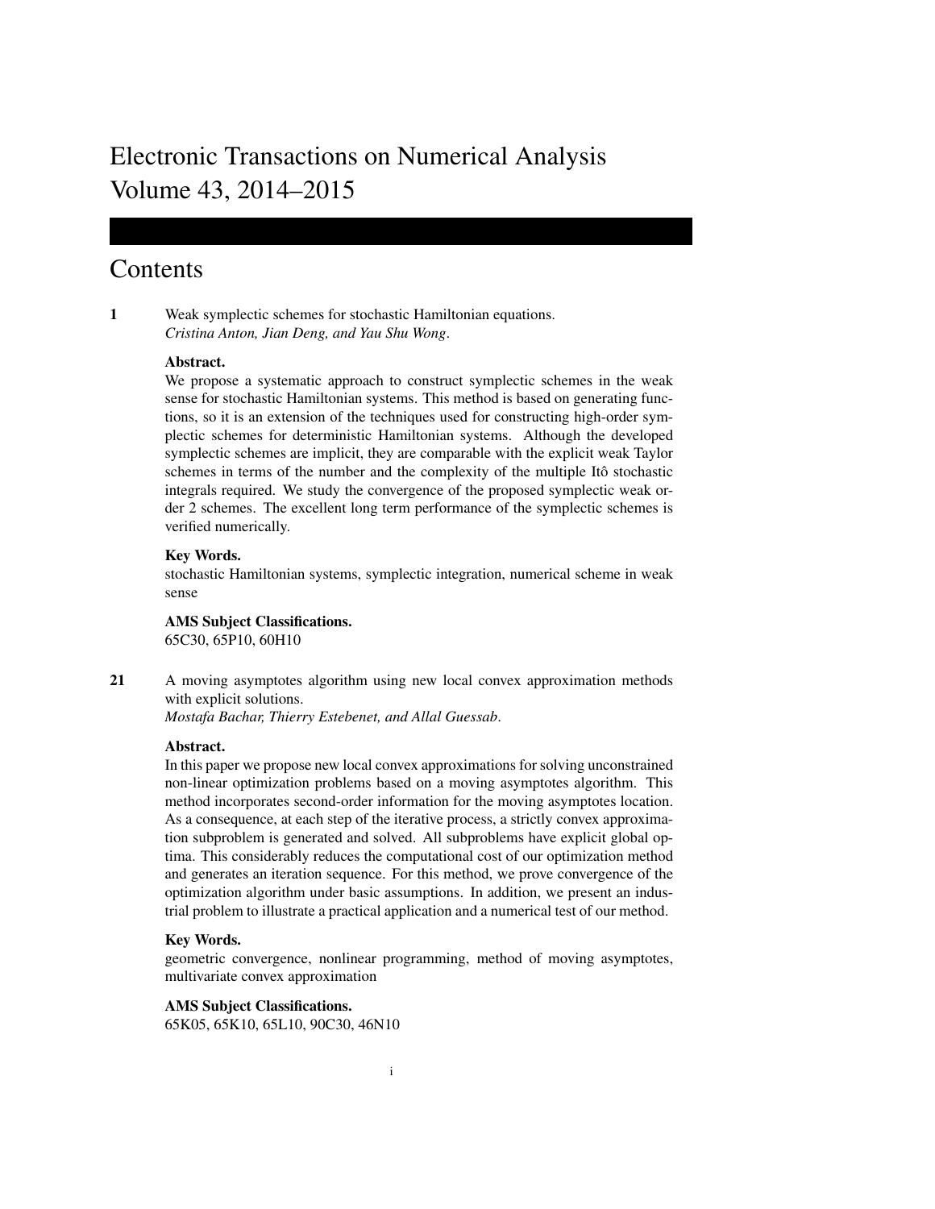# Electronic Transactions on Numerical Analysis Volume 43, 2014–2015

## Contents

**1** Weak symplectic schemes for stochastic Hamiltonian equations.
*Cristina Anton, Jian Deng, and Yau Shu Wong*.

**Abstract.**
We propose a systematic approach to construct symplectic schemes in the weak sense for stochastic Hamiltonian systems. This method is based on generating functions, so it is an extension of the techniques used for constructing high-order symplectic schemes for deterministic Hamiltonian systems. Although the developed symplectic schemes are implicit, they are comparable with the explicit weak Taylor schemes in terms of the number and the complexity of the multiple Itô stochastic integrals required. We study the convergence of the proposed symplectic weak order 2 schemes. The excellent long term performance of the symplectic schemes is verified numerically.

**Key Words.**
stochastic Hamiltonian systems, symplectic integration, numerical scheme in weak sense

**AMS Subject Classifications.**
65C30, 65P10, 60H10

**21** A moving asymptotes algorithm using new local convex approximation methods with explicit solutions.
*Mostafa Bachar, Thierry Estebenet, and Allal Guessab*.

**Abstract.**
In this paper we propose new local convex approximations for solving unconstrained non-linear optimization problems based on a moving asymptotes algorithm. This method incorporates second-order information for the moving asymptotes location. As a consequence, at each step of the iterative process, a strictly convex approximation subproblem is generated and solved. All subproblems have explicit global optima. This considerably reduces the computational cost of our optimization method and generates an iteration sequence. For this method, we prove convergence of the optimization algorithm under basic assumptions. In addition, we present an industrial problem to illustrate a practical application and a numerical test of our method.

**Key Words.**
geometric convergence, nonlinear programming, method of moving asymptotes, multivariate convex approximation

**AMS Subject Classifications.**
65K05, 65K10, 65L10, 90C30, 46N10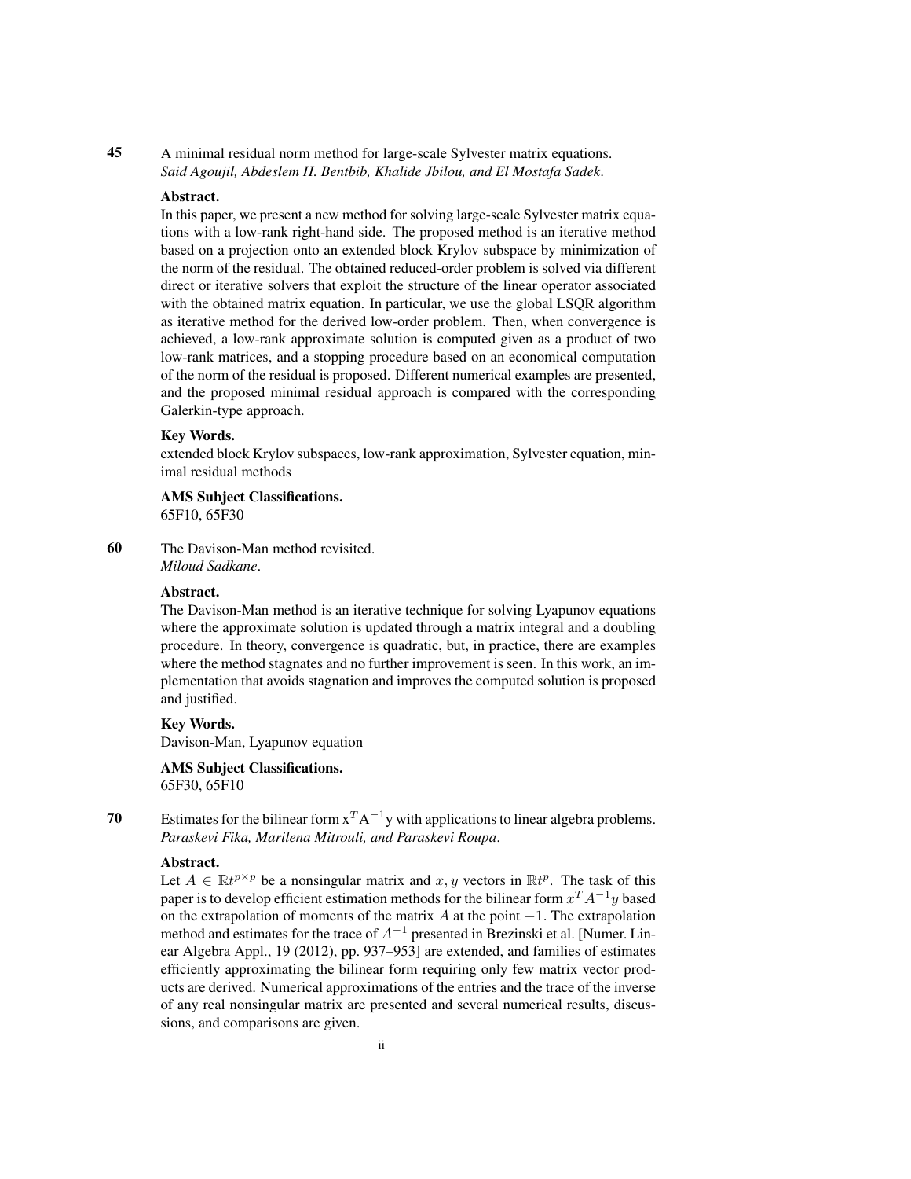**45** A minimal residual norm method for large-scale Sylvester matrix equations.
*Said Agoujil, Abdeslem H. Bentbib, Khalide Jbilou, and El Mostafa Sadek*.

**Abstract.**
In this paper, we present a new method for solving large-scale Sylvester matrix equations with a low-rank right-hand side. The proposed method is an iterative method based on a projection onto an extended block Krylov subspace by minimization of the norm of the residual. The obtained reduced-order problem is solved via different direct or iterative solvers that exploit the structure of the linear operator associated with the obtained matrix equation. In particular, we use the global LSQR algorithm as iterative method for the derived low-order problem. Then, when convergence is achieved, a low-rank approximate solution is computed given as a product of two low-rank matrices, and a stopping procedure based on an economical computation of the norm of the residual is proposed. Different numerical examples are presented, and the proposed minimal residual approach is compared with the corresponding Galerkin-type approach.

**Key Words.**
extended block Krylov subspaces, low-rank approximation, Sylvester equation, minimal residual methods

**AMS Subject Classifications.**
65F10, 65F30

**60** The Davison-Man method revisited.
*Miloud Sadkane*.

**Abstract.**
The Davison-Man method is an iterative technique for solving Lyapunov equations where the approximate solution is updated through a matrix integral and a doubling procedure. In theory, convergence is quadratic, but, in practice, there are examples where the method stagnates and no further improvement is seen. In this work, an implementation that avoids stagnation and improves the computed solution is proposed and justified.

**Key Words.**
Davison-Man, Lyapunov equation

**AMS Subject Classifications.**
65F30, 65F10

**70** Estimates for the bilinear form $\mathrm{x}^T\mathrm{A}^{-1}\mathrm{y}$ with applications to linear algebra problems.
*Paraskevi Fika, Marilena Mitrouli, and Paraskevi Roupa*.

**Abstract.**
Let $A \in \mathbb{R}t^{p\times p}$ be a nonsingular matrix and $x, y$ vectors in $\mathbb{R}t^{p}$. The task of this paper is to develop efficient estimation methods for the bilinear form $x^T A^{-1} y$ based on the extrapolation of moments of the matrix $A$ at the point $-1$. The extrapolation method and estimates for the trace of $A^{-1}$ presented in Brezinski et al. [Numer. Linear Algebra Appl., 19 (2012), pp. 937–953] are extended, and families of estimates efficiently approximating the bilinear form requiring only few matrix vector products are derived. Numerical approximations of the entries and the trace of the inverse of any real nonsingular matrix are presented and several numerical results, discussions, and comparisons are given.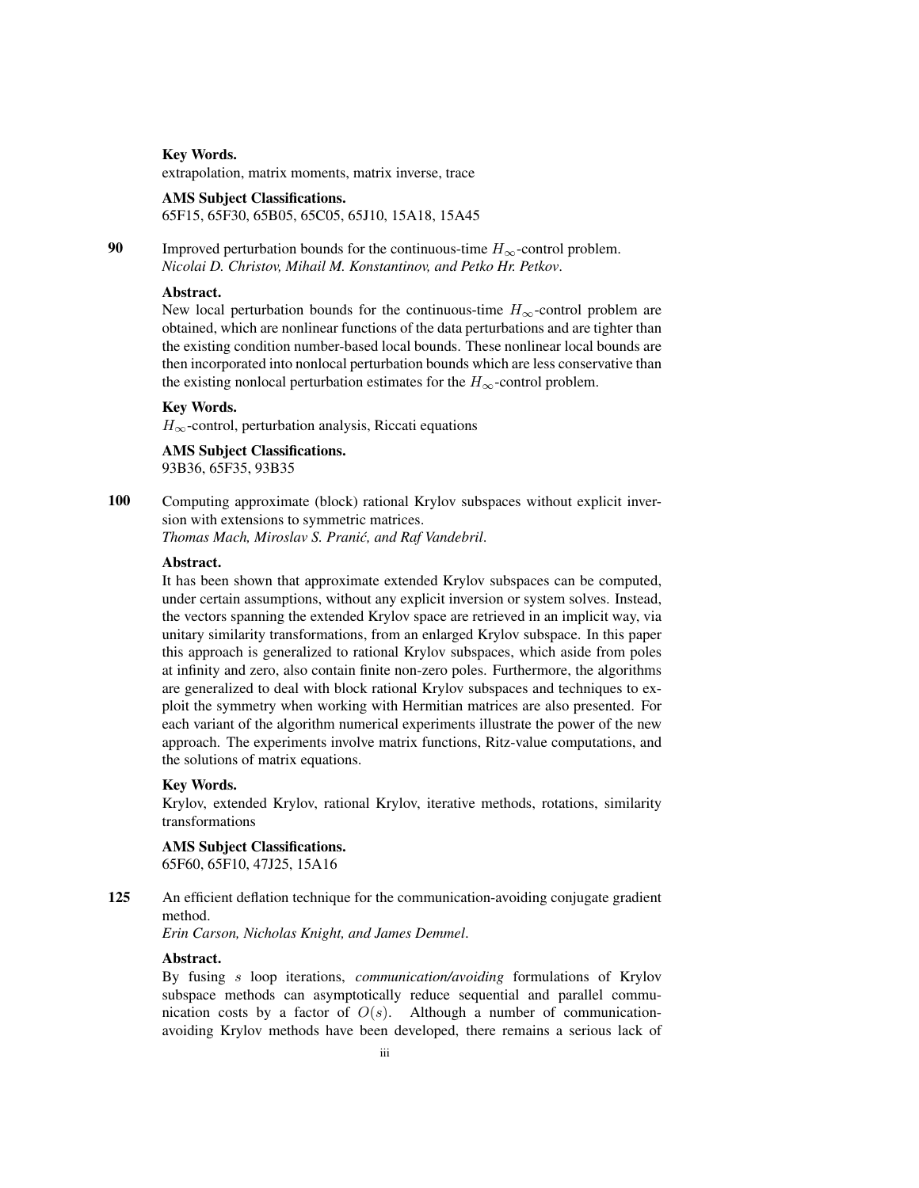**Key Words.**
extrapolation, matrix moments, matrix inverse, trace

**AMS Subject Classifications.**
65F15, 65F30, 65B05, 65C05, 65J10, 15A18, 15A45

**90** Improved perturbation bounds for the continuous-time $H_\infty$-control problem.
*Nicolai D. Christov, Mihail M. Konstantinov, and Petko Hr. Petkov*.

**Abstract.**
New local perturbation bounds for the continuous-time $H_\infty$-control problem are obtained, which are nonlinear functions of the data perturbations and are tighter than the existing condition number-based local bounds. These nonlinear local bounds are then incorporated into nonlocal perturbation bounds which are less conservative than the existing nonlocal perturbation estimates for the $H_\infty$-control problem.

**Key Words.**
$H_\infty$-control, perturbation analysis, Riccati equations

**AMS Subject Classifications.**
93B36, 65F35, 93B35

**100** Computing approximate (block) rational Krylov subspaces without explicit inversion with extensions to symmetric matrices.
*Thomas Mach, Miroslav S. Pranić, and Raf Vandebril*.

**Abstract.**
It has been shown that approximate extended Krylov subspaces can be computed, under certain assumptions, without any explicit inversion or system solves. Instead, the vectors spanning the extended Krylov space are retrieved in an implicit way, via unitary similarity transformations, from an enlarged Krylov subspace. In this paper this approach is generalized to rational Krylov subspaces, which aside from poles at infinity and zero, also contain finite non-zero poles. Furthermore, the algorithms are generalized to deal with block rational Krylov subspaces and techniques to exploit the symmetry when working with Hermitian matrices are also presented. For each variant of the algorithm numerical experiments illustrate the power of the new approach. The experiments involve matrix functions, Ritz-value computations, and the solutions of matrix equations.

**Key Words.**
Krylov, extended Krylov, rational Krylov, iterative methods, rotations, similarity transformations

**AMS Subject Classifications.**
65F60, 65F10, 47J25, 15A16

**125** An efficient deflation technique for the communication-avoiding conjugate gradient method.
*Erin Carson, Nicholas Knight, and James Demmel*.

**Abstract.**
By fusing $s$ loop iterations, *communication/avoiding* formulations of Krylov subspace methods can asymptotically reduce sequential and parallel communication costs by a factor of $O(s)$. Although a number of communication-avoiding Krylov methods have been developed, there remains a serious lack of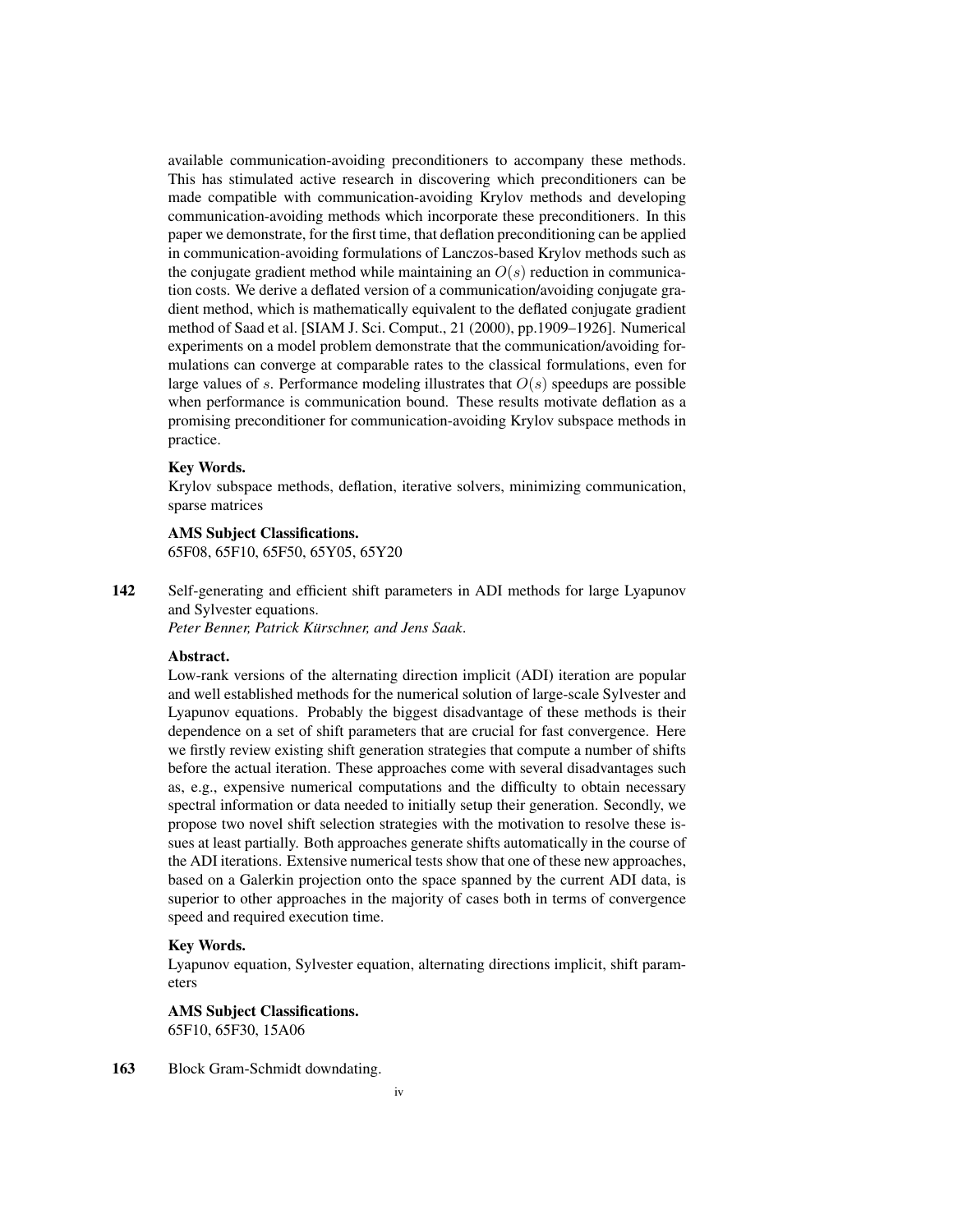available communication-avoiding preconditioners to accompany these methods. This has stimulated active research in discovering which preconditioners can be made compatible with communication-avoiding Krylov methods and developing communication-avoiding methods which incorporate these preconditioners. In this paper we demonstrate, for the first time, that deflation preconditioning can be applied in communication-avoiding formulations of Lanczos-based Krylov methods such as the conjugate gradient method while maintaining an $O(s)$ reduction in communication costs. We derive a deflated version of a communication/avoiding conjugate gradient method, which is mathematically equivalent to the deflated conjugate gradient method of Saad et al. [SIAM J. Sci. Comput., 21 (2000), pp.1909–1926]. Numerical experiments on a model problem demonstrate that the communication/avoiding formulations can converge at comparable rates to the classical formulations, even for large values of $s$. Performance modeling illustrates that $O(s)$ speedups are possible when performance is communication bound. These results motivate deflation as a promising preconditioner for communication-avoiding Krylov subspace methods in practice.

**Key Words.**
Krylov subspace methods, deflation, iterative solvers, minimizing communication, sparse matrices

**AMS Subject Classifications.**
65F08, 65F10, 65F50, 65Y05, 65Y20

**142** Self-generating and efficient shift parameters in ADI methods for large Lyapunov and Sylvester equations.
*Peter Benner, Patrick Kürschner, and Jens Saak.*

**Abstract.**
Low-rank versions of the alternating direction implicit (ADI) iteration are popular and well established methods for the numerical solution of large-scale Sylvester and Lyapunov equations. Probably the biggest disadvantage of these methods is their dependence on a set of shift parameters that are crucial for fast convergence. Here we firstly review existing shift generation strategies that compute a number of shifts before the actual iteration. These approaches come with several disadvantages such as, e.g., expensive numerical computations and the difficulty to obtain necessary spectral information or data needed to initially setup their generation. Secondly, we propose two novel shift selection strategies with the motivation to resolve these issues at least partially. Both approaches generate shifts automatically in the course of the ADI iterations. Extensive numerical tests show that one of these new approaches, based on a Galerkin projection onto the space spanned by the current ADI data, is superior to other approaches in the majority of cases both in terms of convergence speed and required execution time.

**Key Words.**
Lyapunov equation, Sylvester equation, alternating directions implicit, shift parameters

**AMS Subject Classifications.**
65F10, 65F30, 15A06

**163** Block Gram-Schmidt downdating.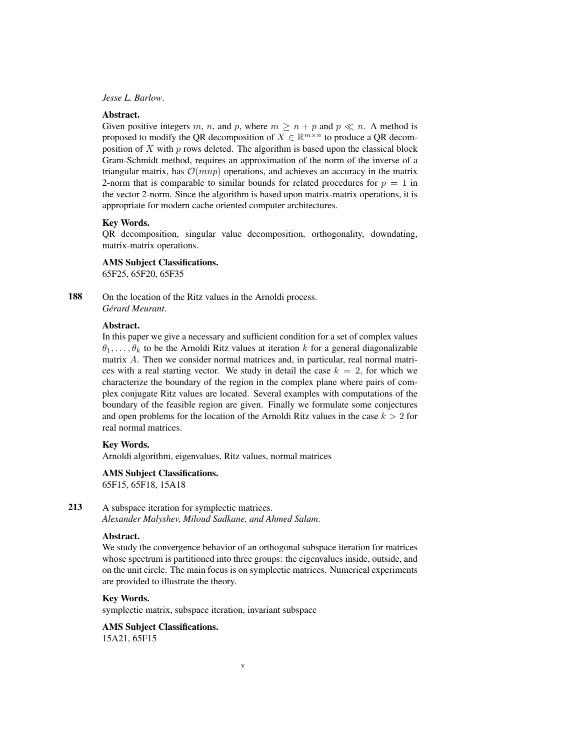*Jesse L. Barlow*.

**Abstract.**

Given positive integers $m$, $n$, and $p$, where $m \geq n + p$ and $p \ll n$. A method is proposed to modify the QR decomposition of $X \in \mathbb{R}^{m \times n}$ to produce a QR decomposition of $X$ with $p$ rows deleted. The algorithm is based upon the classical block Gram-Schmidt method, requires an approximation of the norm of the inverse of a triangular matrix, has $\mathcal{O}(mnp)$ operations, and achieves an accuracy in the matrix 2-norm that is comparable to similar bounds for related procedures for $p = 1$ in the vector 2-norm. Since the algorithm is based upon matrix-matrix operations, it is appropriate for modern cache oriented computer architectures.

**Key Words.**

QR decomposition, singular value decomposition, orthogonality, downdating, matrix-matrix operations.

**AMS Subject Classifications.**

65F25, 65F20, 65F35

**188** On the location of the Ritz values in the Arnoldi process.
*Gérard Meurant*.

**Abstract.**

In this paper we give a necessary and sufficient condition for a set of complex values $\theta_1, \ldots, \theta_k$ to be the Arnoldi Ritz values at iteration $k$ for a general diagonalizable matrix $A$. Then we consider normal matrices and, in particular, real normal matrices with a real starting vector. We study in detail the case $k = 2$, for which we characterize the boundary of the region in the complex plane where pairs of complex conjugate Ritz values are located. Several examples with computations of the boundary of the feasible region are given. Finally we formulate some conjectures and open problems for the location of the Arnoldi Ritz values in the case $k > 2$ for real normal matrices.

**Key Words.**

Arnoldi algorithm, eigenvalues, Ritz values, normal matrices

**AMS Subject Classifications.**

65F15, 65F18, 15A18

**213** A subspace iteration for symplectic matrices.
*Alexander Malyshev, Miloud Sadkane, and Ahmed Salam*.

**Abstract.**

We study the convergence behavior of an orthogonal subspace iteration for matrices whose spectrum is partitioned into three groups: the eigenvalues inside, outside, and on the unit circle. The main focus is on symplectic matrices. Numerical experiments are provided to illustrate the theory.

**Key Words.**

symplectic matrix, subspace iteration, invariant subspace

**AMS Subject Classifications.**

15A21, 65F15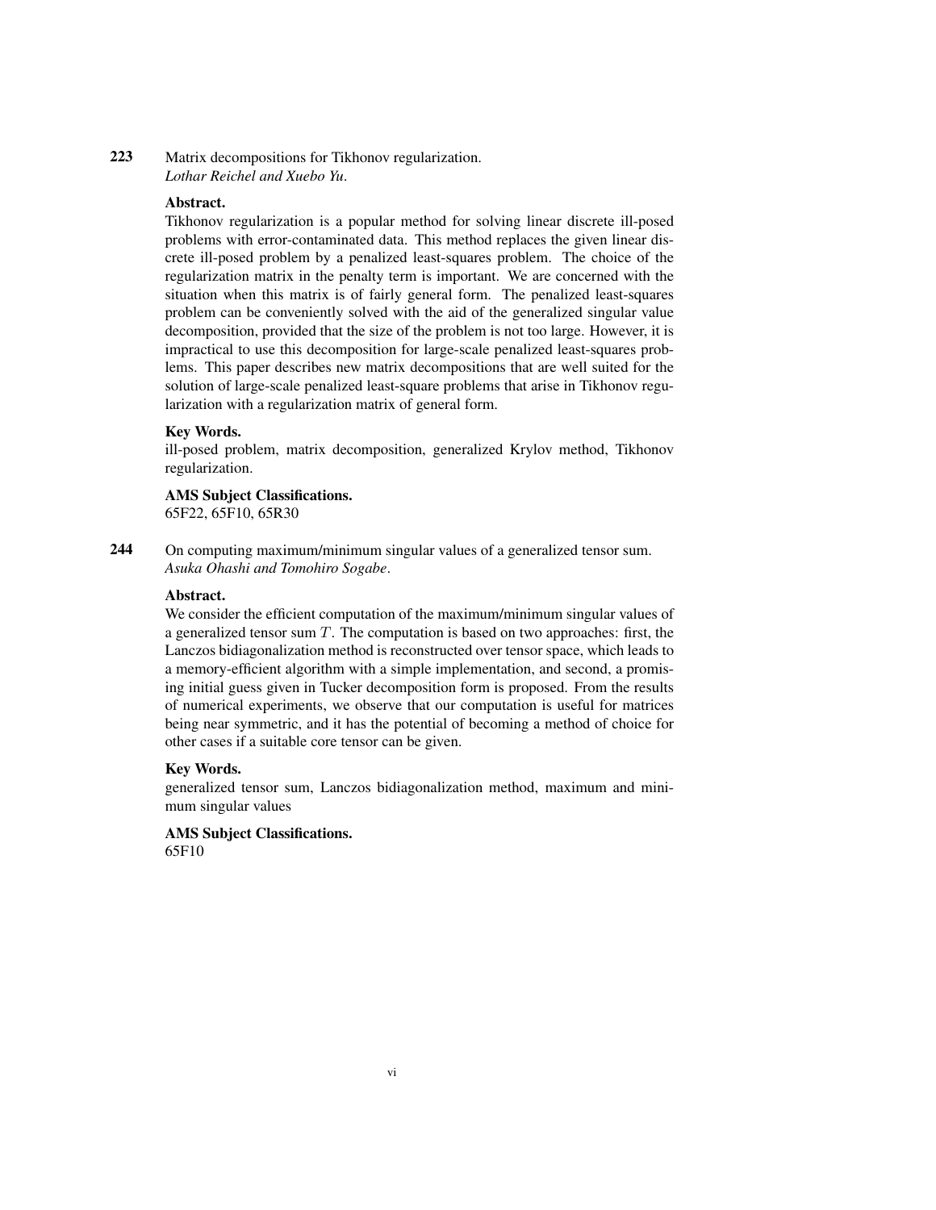**223** Matrix decompositions for Tikhonov regularization.
*Lothar Reichel and Xuebo Yu*.

**Abstract.**
Tikhonov regularization is a popular method for solving linear discrete ill-posed problems with error-contaminated data. This method replaces the given linear discrete ill-posed problem by a penalized least-squares problem. The choice of the regularization matrix in the penalty term is important. We are concerned with the situation when this matrix is of fairly general form. The penalized least-squares problem can be conveniently solved with the aid of the generalized singular value decomposition, provided that the size of the problem is not too large. However, it is impractical to use this decomposition for large-scale penalized least-squares problems. This paper describes new matrix decompositions that are well suited for the solution of large-scale penalized least-square problems that arise in Tikhonov regularization with a regularization matrix of general form.

**Key Words.**
ill-posed problem, matrix decomposition, generalized Krylov method, Tikhonov regularization.

**AMS Subject Classifications.**
65F22, 65F10, 65R30

**244** On computing maximum/minimum singular values of a generalized tensor sum.
*Asuka Ohashi and Tomohiro Sogabe*.

**Abstract.**
We consider the efficient computation of the maximum/minimum singular values of a generalized tensor sum $T$. The computation is based on two approaches: first, the Lanczos bidiagonalization method is reconstructed over tensor space, which leads to a memory-efficient algorithm with a simple implementation, and second, a promising initial guess given in Tucker decomposition form is proposed. From the results of numerical experiments, we observe that our computation is useful for matrices being near symmetric, and it has the potential of becoming a method of choice for other cases if a suitable core tensor can be given.

**Key Words.**
generalized tensor sum, Lanczos bidiagonalization method, maximum and minimum singular values

**AMS Subject Classifications.**
65F10